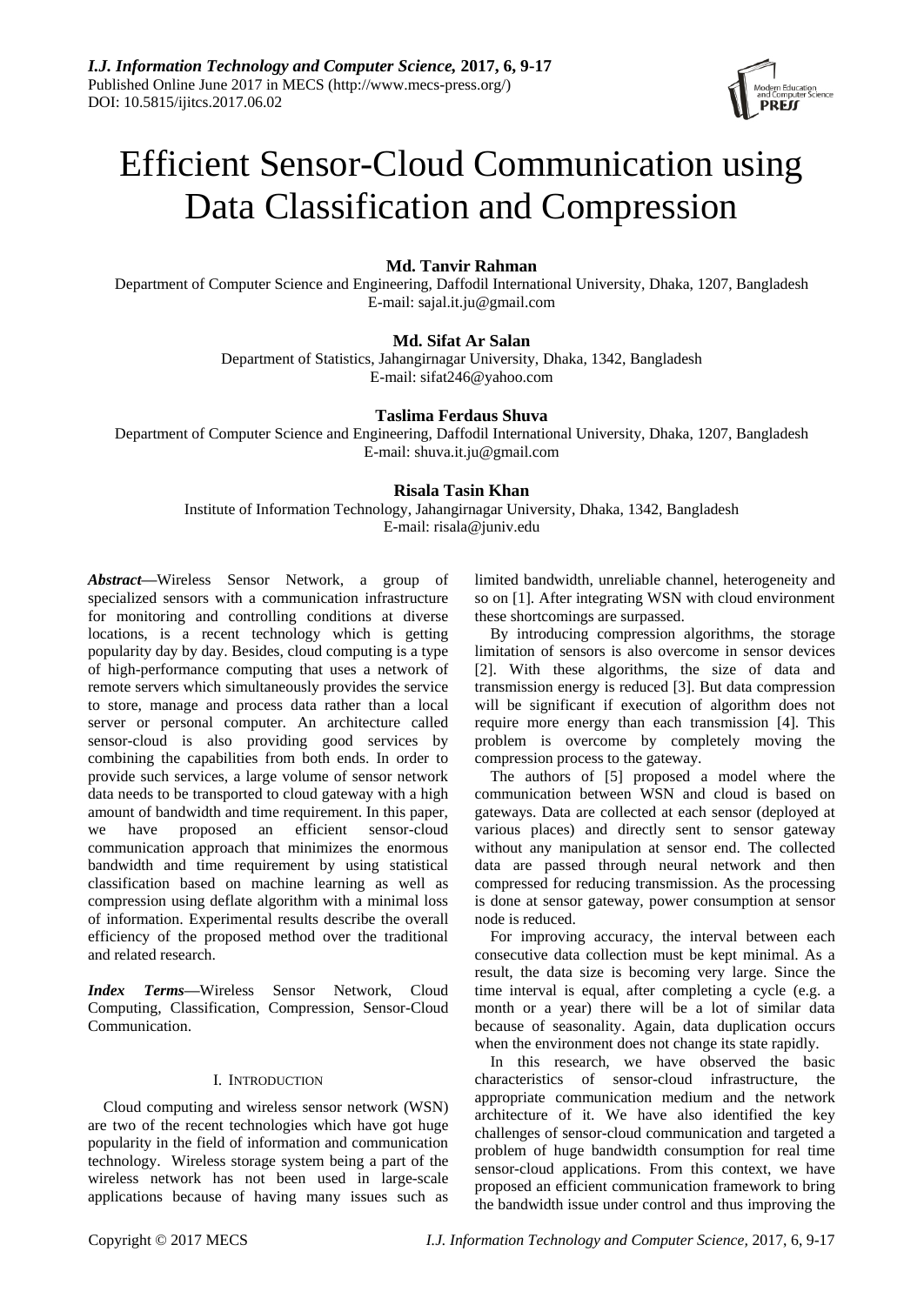# Efficient Sensor-Cloud Communication using Data Classification and Compression

**Md. Tanvir Rahman**
Department of Computer Science and Engineering, Daffodil International University, Dhaka, 1207, Bangladesh
E-mail: sajal.it.ju@gmail.com

**Md. Sifat Ar Salan**
Department of Statistics, Jahangirnagar University, Dhaka, 1342, Bangladesh
E-mail: sifat246@yahoo.com

**Taslima Ferdaus Shuva**
Department of Computer Science and Engineering, Daffodil International University, Dhaka, 1207, Bangladesh
E-mail: shuva.it.ju@gmail.com

**Risala Tasin Khan**
Institute of Information Technology, Jahangirnagar University, Dhaka, 1342, Bangladesh
E-mail: risala@juniv.edu

***Abstract*—**Wireless Sensor Network, a group of specialized sensors with a communication infrastructure for monitoring and controlling conditions at diverse locations, is a recent technology which is getting popularity day by day. Besides, cloud computing is a type of high-performance computing that uses a network of remote servers which simultaneously provides the service to store, manage and process data rather than a local server or personal computer. An architecture called sensor-cloud is also providing good services by combining the capabilities from both ends. In order to provide such services, a large volume of sensor network data needs to be transported to cloud gateway with a high amount of bandwidth and time requirement. In this paper, we have proposed an efficient sensor-cloud communication approach that minimizes the enormous bandwidth and time requirement by using statistical classification based on machine learning as well as compression using deflate algorithm with a minimal loss of information. Experimental results describe the overall efficiency of the proposed method over the traditional and related research.

***Index Terms*—**Wireless Sensor Network, Cloud Computing, Classification, Compression, Sensor-Cloud Communication.

## I. Introduction

Cloud computing and wireless sensor network (WSN) are two of the recent technologies which have got huge popularity in the field of information and communication technology. Wireless storage system being a part of the wireless network has not been used in large-scale applications because of having many issues such as limited bandwidth, unreliable channel, heterogeneity and so on [1]. After integrating WSN with cloud environment these shortcomings are surpassed.

By introducing compression algorithms, the storage limitation of sensors is also overcome in sensor devices [2]. With these algorithms, the size of data and transmission energy is reduced [3]. But data compression will be significant if execution of algorithm does not require more energy than each transmission [4]. This problem is overcome by completely moving the compression process to the gateway.

The authors of [5] proposed a model where the communication between WSN and cloud is based on gateways. Data are collected at each sensor (deployed at various places) and directly sent to sensor gateway without any manipulation at sensor end. The collected data are passed through neural network and then compressed for reducing transmission. As the processing is done at sensor gateway, power consumption at sensor node is reduced.

For improving accuracy, the interval between each consecutive data collection must be kept minimal. As a result, the data size is becoming very large. Since the time interval is equal, after completing a cycle (e.g. a month or a year) there will be a lot of similar data because of seasonality. Again, data duplication occurs when the environment does not change its state rapidly.

In this research, we have observed the basic characteristics of sensor-cloud infrastructure, the appropriate communication medium and the network architecture of it. We have also identified the key challenges of sensor-cloud communication and targeted a problem of huge bandwidth consumption for real time sensor-cloud applications. From this context, we have proposed an efficient communication framework to bring the bandwidth issue under control and thus improving the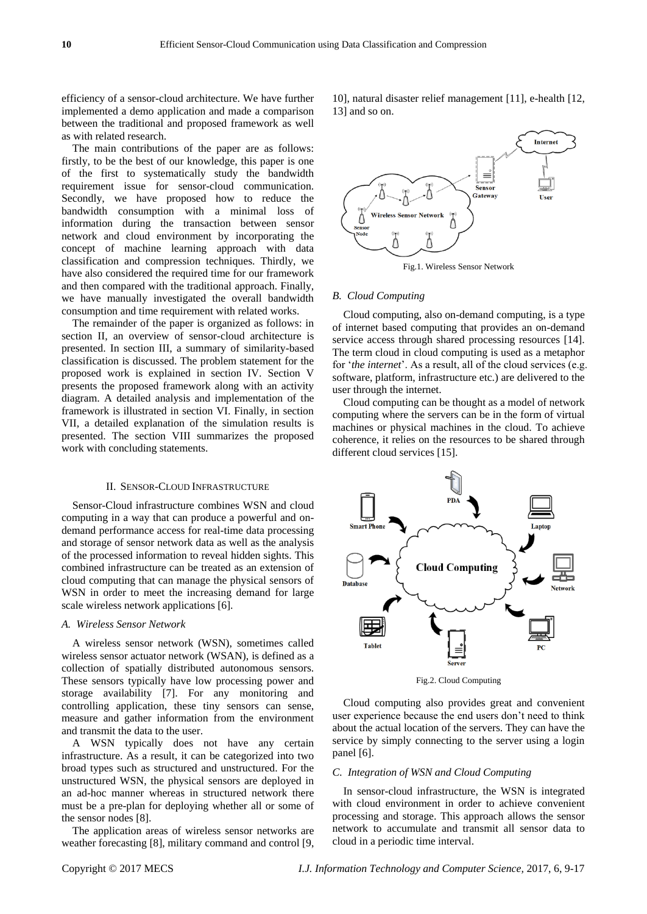efficiency of a sensor-cloud architecture. We have further implemented a demo application and made a comparison between the traditional and proposed framework as well as with related research.

The main contributions of the paper are as follows: firstly, to be the best of our knowledge, this paper is one of the first to systematically study the bandwidth requirement issue for sensor-cloud communication. Secondly, we have proposed how to reduce the bandwidth consumption with a minimal loss of information during the transaction between sensor network and cloud environment by incorporating the concept of machine learning approach with data classification and compression techniques. Thirdly, we have also considered the required time for our framework and then compared with the traditional approach. Finally, we have manually investigated the overall bandwidth consumption and time requirement with related works.

The remainder of the paper is organized as follows: in section II, an overview of sensor-cloud architecture is presented. In section III, a summary of similarity-based classification is discussed. The problem statement for the proposed work is explained in section IV. Section V presents the proposed framework along with an activity diagram. A detailed analysis and implementation of the framework is illustrated in section VI. Finally, in section VII, a detailed explanation of the simulation results is presented. The section VIII summarizes the proposed work with concluding statements.

## II. Sensor-Cloud Infrastructure

Sensor-Cloud infrastructure combines WSN and cloud computing in a way that can produce a powerful and on-demand performance access for real-time data processing and storage of sensor network data as well as the analysis of the processed information to reveal hidden sights. This combined infrastructure can be treated as an extension of cloud computing that can manage the physical sensors of WSN in order to meet the increasing demand for large scale wireless network applications [6].

### *A. Wireless Sensor Network*

A wireless sensor network (WSN), sometimes called wireless sensor actuator network (WSAN), is defined as a collection of spatially distributed autonomous sensors. These sensors typically have low processing power and storage availability [7]. For any monitoring and controlling application, these tiny sensors can sense, measure and gather information from the environment and transmit the data to the user.

A WSN typically does not have any certain infrastructure. As a result, it can be categorized into two broad types such as structured and unstructured. For the unstructured WSN, the physical sensors are deployed in an ad-hoc manner whereas in structured network there must be a pre-plan for deploying whether all or some of the sensor nodes [8].

The application areas of wireless sensor networks are weather forecasting [8], military command and control [9, 10], natural disaster relief management [11], e-health [12, 13] and so on.

Fig.1. Wireless Sensor Network

### *B. Cloud Computing*

Cloud computing, also on-demand computing, is a type of internet based computing that provides an on-demand service access through shared processing resources [14]. The term cloud in cloud computing is used as a metaphor for '*the internet*'. As a result, all of the cloud services (e.g. software, platform, infrastructure etc.) are delivered to the user through the internet.

Cloud computing can be thought as a model of network computing where the servers can be in the form of virtual machines or physical machines in the cloud. To achieve coherence, it relies on the resources to be shared through different cloud services [15].

Fig.2. Cloud Computing

Cloud computing also provides great and convenient user experience because the end users don't need to think about the actual location of the servers. They can have the service by simply connecting to the server using a login panel [6].

### *C. Integration of WSN and Cloud Computing*

In sensor-cloud infrastructure, the WSN is integrated with cloud environment in order to achieve convenient processing and storage. This approach allows the sensor network to accumulate and transmit all sensor data to cloud in a periodic time interval.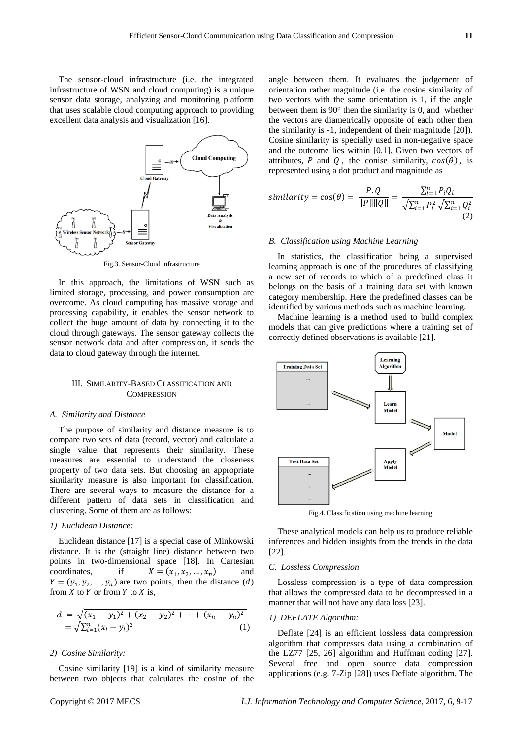The sensor-cloud infrastructure (i.e. the integrated infrastructure of WSN and cloud computing) is a unique sensor data storage, analyzing and monitoring platform that uses scalable cloud computing approach to providing excellent data analysis and visualization [16].

Fig.3. Sensor-Cloud infrastructure

In this approach, the limitations of WSN such as limited storage, processing, and power consumption are overcome. As cloud computing has massive storage and processing capability, it enables the sensor network to collect the huge amount of data by connecting it to the cloud through gateways. The sensor gateway collects the sensor network data and after compression, it sends the data to cloud gateway through the internet.

## III. Similarity-Based Classification and Compression

### *A. Similarity and Distance*

The purpose of similarity and distance measure is to compare two sets of data (record, vector) and calculate a single value that represents their similarity. These measures are essential to understand the closeness property of two data sets. But choosing an appropriate similarity measure is also important for classification. There are several ways to measure the distance for a different pattern of data sets in classification and clustering. Some of them are as follows:

#### *1) Euclidean Distance:*

Euclidean distance [17] is a special case of Minkowski distance. It is the (straight line) distance between two points in two-dimensional space [18]. In Cartesian coordinates, if $X = (x_1, x_2, \dots, x_n)$ and $Y = (y_1, y_2, \dots, y_n)$ are two points, then the distance ($d$) from $X$ to $Y$ or from $Y$ to $X$ is,

$$d = \sqrt{(x_1 - y_1)^2 + (x_2 - y_2)^2 + \dots + (x_n - y_n)^2} = \sqrt{\sum_{i=1}^{n}(x_i - y_i)^2} \quad (1)$$

#### *2) Cosine Similarity:*

Cosine similarity [19] is a kind of similarity measure between two objects that calculates the cosine of the angle between them. It evaluates the judgement of orientation rather magnitude (i.e. the cosine similarity of two vectors with the same orientation is 1, if the angle between them is 90° then the similarity is 0, and whether the vectors are diametrically opposite of each other then the similarity is -1, independent of their magnitude [20]). Cosine similarity is specially used in non-negative space and the outcome lies within [0,1]. Given two vectors of attributes, $P$ and $Q$, the conise similarity, $cos(\theta)$, is represented using a dot product and magnitude as

$$similarity = \cos(\theta) = \frac{P.Q}{\|P\|\|Q\|} = \frac{\sum_{i=1}^{n} P_i Q_i}{\sqrt{\sum_{i=1}^{n} P_i^2}\sqrt{\sum_{i=1}^{n} Q_i^2}} \quad (2)$$

### *B. Classification using Machine Learning*

In statistics, the classification being a supervised learning approach is one of the procedures of classifying a new set of records to which of a predefined class it belongs on the basis of a training data set with known category membership. Here the predefined classes can be identified by various methods such as machine learning.

Machine learning is a method used to build complex models that can give predictions where a training set of correctly defined observations is available [21].

Fig.4. Classification using machine learning

These analytical models can help us to produce reliable inferences and hidden insights from the trends in the data [22].

### *C. Lossless Compression*

Lossless compression is a type of data compression that allows the compressed data to be decompressed in a manner that will not have any data loss [23].

#### *1) DEFLATE Algorithm:*

Deflate [24] is an efficient lossless data compression algorithm that compresses data using a combination of the LZ77 [25, 26] algorithm and Huffman coding [27]. Several free and open source data compression applications (e.g. 7-Zip [28]) uses Deflate algorithm. The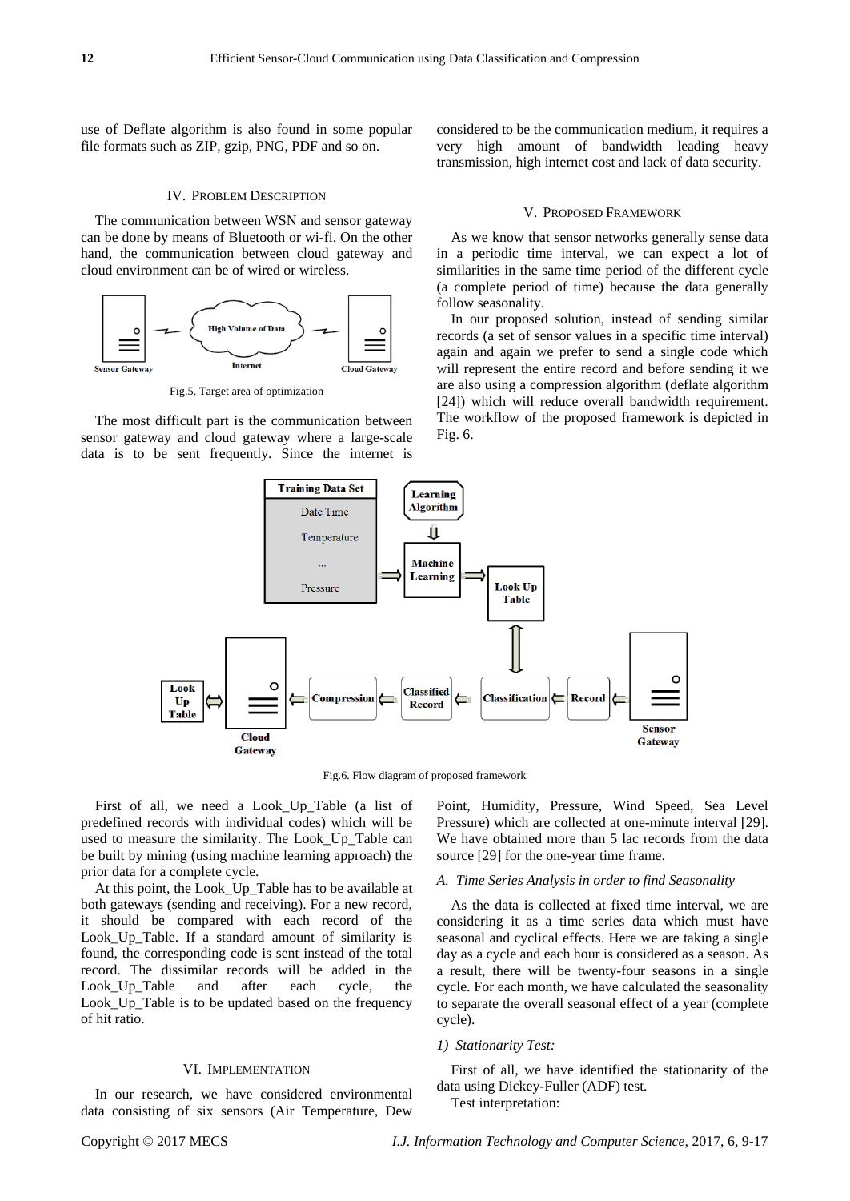use of Deflate algorithm is also found in some popular file formats such as ZIP, gzip, PNG, PDF and so on.

## IV. Problem Description

The communication between WSN and sensor gateway can be done by means of Bluetooth or wi-fi. On the other hand, the communication between cloud gateway and cloud environment can be of wired or wireless.

Fig.5. Target area of optimization

The most difficult part is the communication between sensor gateway and cloud gateway where a large-scale data is to be sent frequently. Since the internet is considered to be the communication medium, it requires a very high amount of bandwidth leading heavy transmission, high internet cost and lack of data security.

## V. Proposed Framework

As we know that sensor networks generally sense data in a periodic time interval, we can expect a lot of similarities in the same time period of the different cycle (a complete period of time) because the data generally follow seasonality.

In our proposed solution, instead of sending similar records (a set of sensor values in a specific time interval) again and again we prefer to send a single code which will represent the entire record and before sending it we are also using a compression algorithm (deflate algorithm [24]) which will reduce overall bandwidth requirement. The workflow of the proposed framework is depicted in Fig. 6.

Fig.6. Flow diagram of proposed framework

First of all, we need a Look_Up_Table (a list of predefined records with individual codes) which will be used to measure the similarity. The Look_Up_Table can be built by mining (using machine learning approach) the prior data for a complete cycle.

At this point, the Look_Up_Table has to be available at both gateways (sending and receiving). For a new record, it should be compared with each record of the Look_Up_Table. If a standard amount of similarity is found, the corresponding code is sent instead of the total record. The dissimilar records will be added in the Look_Up_Table and after each cycle, the Look_Up_Table is to be updated based on the frequency of hit ratio.

## VI. Implementation

In our research, we have considered environmental data consisting of six sensors (Air Temperature, Dew Point, Humidity, Pressure, Wind Speed, Sea Level Pressure) which are collected at one-minute interval [29]. We have obtained more than 5 lac records from the data source [29] for the one-year time frame.

### *A. Time Series Analysis in order to find Seasonality*

As the data is collected at fixed time interval, we are considering it as a time series data which must have seasonal and cyclical effects. Here we are taking a single day as a cycle and each hour is considered as a season. As a result, there will be twenty-four seasons in a single cycle. For each month, we have calculated the seasonality to separate the overall seasonal effect of a year (complete cycle).

#### *1) Stationarity Test:*

First of all, we have identified the stationarity of the data using Dickey-Fuller (ADF) test.

Test interpretation: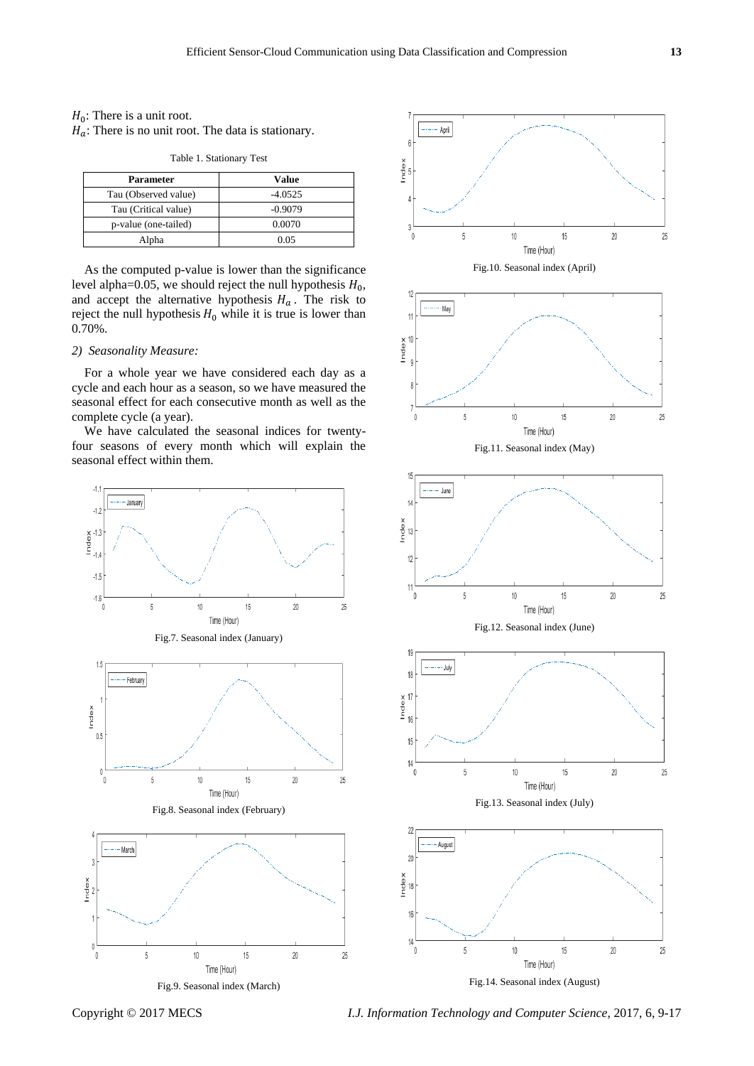$H_0$: There is a unit root.

$H_a$: There is no unit root. The data is stationary.

Table 1. Stationary Test

| Parameter | Value |
|---|---|
| Tau (Observed value) | -4.0525 |
| Tau (Critical value) | -0.9079 |
| p-value (one-tailed) | 0.0070 |
| Alpha | 0.05 |

As the computed p-value is lower than the significance level alpha=0.05, we should reject the null hypothesis $H_0$, and accept the alternative hypothesis $H_a$. The risk to reject the null hypothesis $H_0$ while it is true is lower than 0.70%.

*2) Seasonality Measure:*

For a whole year we have considered each day as a cycle and each hour as a season, so we have measured the seasonal effect for each consecutive month as well as the complete cycle (a year).

We have calculated the seasonal indices for twenty-four seasons of every month which will explain the seasonal effect within them.

Fig.7. Seasonal index (January)

Fig.8. Seasonal index (February)

Fig.9. Seasonal index (March)

Fig.10. Seasonal index (April)

Fig.11. Seasonal index (May)

Fig.12. Seasonal index (June)

Fig.13. Seasonal index (July)

Fig.14. Seasonal index (August)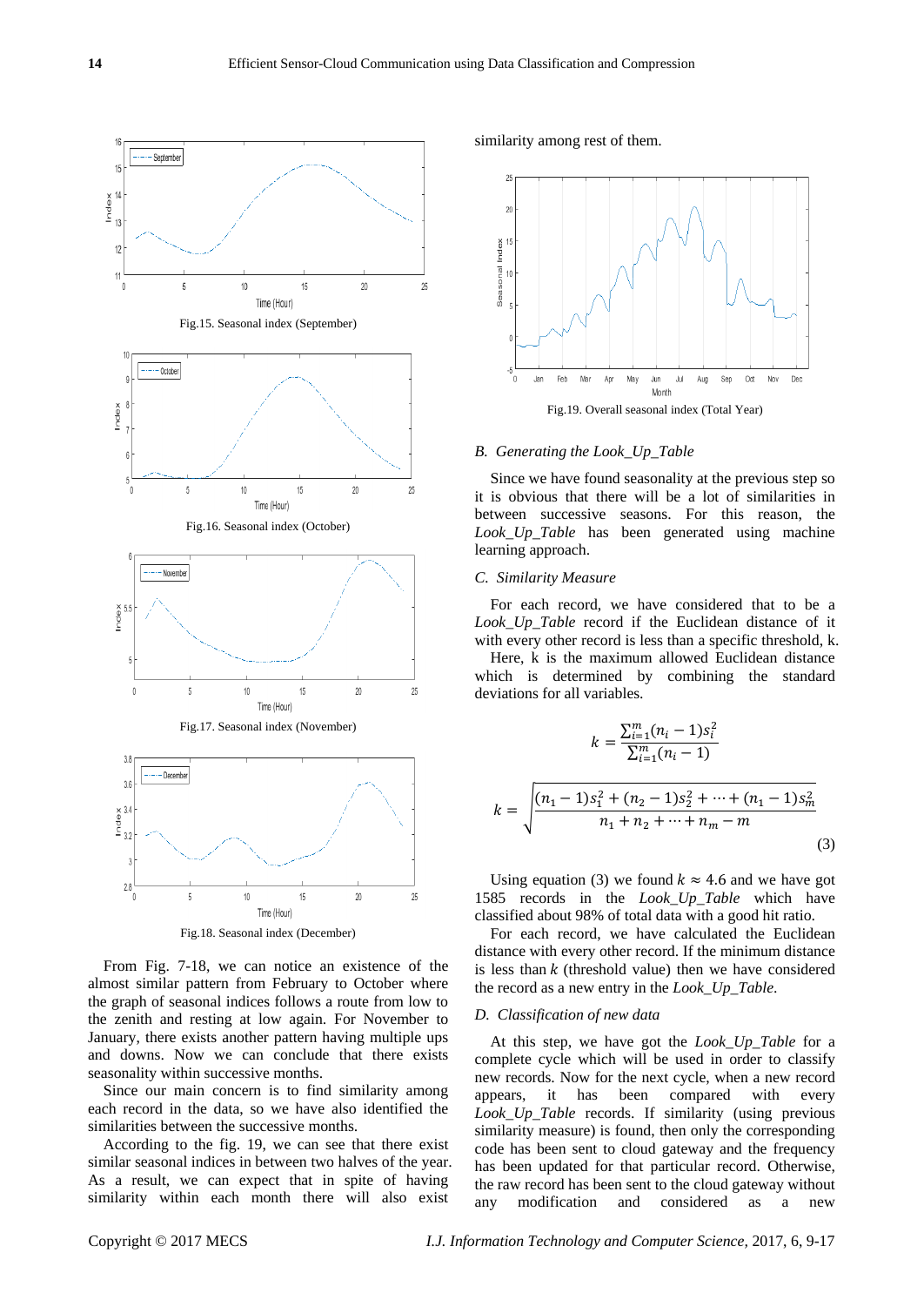Fig.15. Seasonal index (September)

Fig.16. Seasonal index (October)

Fig.17. Seasonal index (November)

Fig.18. Seasonal index (December)

From Fig. 7-18, we can notice an existence of the almost similar pattern from February to October where the graph of seasonal indices follows a route from low to the zenith and resting at low again. For November to January, there exists another pattern having multiple ups and downs. Now we can conclude that there exists seasonality within successive months.

Since our main concern is to find similarity among each record in the data, so we have also identified the similarities between the successive months.

According to the fig. 19, we can see that there exist similar seasonal indices in between two halves of the year. As a result, we can expect that in spite of having similarity within each month there will also exist similarity among rest of them.

Fig.19. Overall seasonal index (Total Year)

### *B. Generating the Look_Up_Table*

Since we have found seasonality at the previous step so it is obvious that there will be a lot of similarities in between successive seasons. For this reason, the *Look_Up_Table* has been generated using machine learning approach.

### *C. Similarity Measure*

For each record, we have considered that to be a *Look_Up_Table* record if the Euclidean distance of it with every other record is less than a specific threshold, k.

Here, k is the maximum allowed Euclidean distance which is determined by combining the standard deviations for all variables.

$$k = \frac{\sum_{i=1}^{m}(n_i - 1)s_i^2}{\sum_{i=1}^{m}(n_i - 1)}$$

$$k = \sqrt{\frac{(n_1 - 1)s_1^2 + (n_2 - 1)s_2^2 + \cdots + (n_1 - 1)s_m^2}{n_1 + n_2 + \cdots + n_m - m}} \tag{3}$$

Using equation (3) we found $k \approx 4.6$ and we have got 1585 records in the *Look_Up_Table* which have classified about 98% of total data with a good hit ratio.

For each record, we have calculated the Euclidean distance with every other record. If the minimum distance is less than $k$ (threshold value) then we have considered the record as a new entry in the *Look_Up_Table*.

### *D. Classification of new data*

At this step, we have got the *Look_Up_Table* for a complete cycle which will be used in order to classify new records. Now for the next cycle, when a new record appears, it has been compared with every *Look_Up_Table* records. If similarity (using previous similarity measure) is found, then only the corresponding code has been sent to cloud gateway and the frequency has been updated for that particular record. Otherwise, the raw record has been sent to the cloud gateway without any modification and considered as a new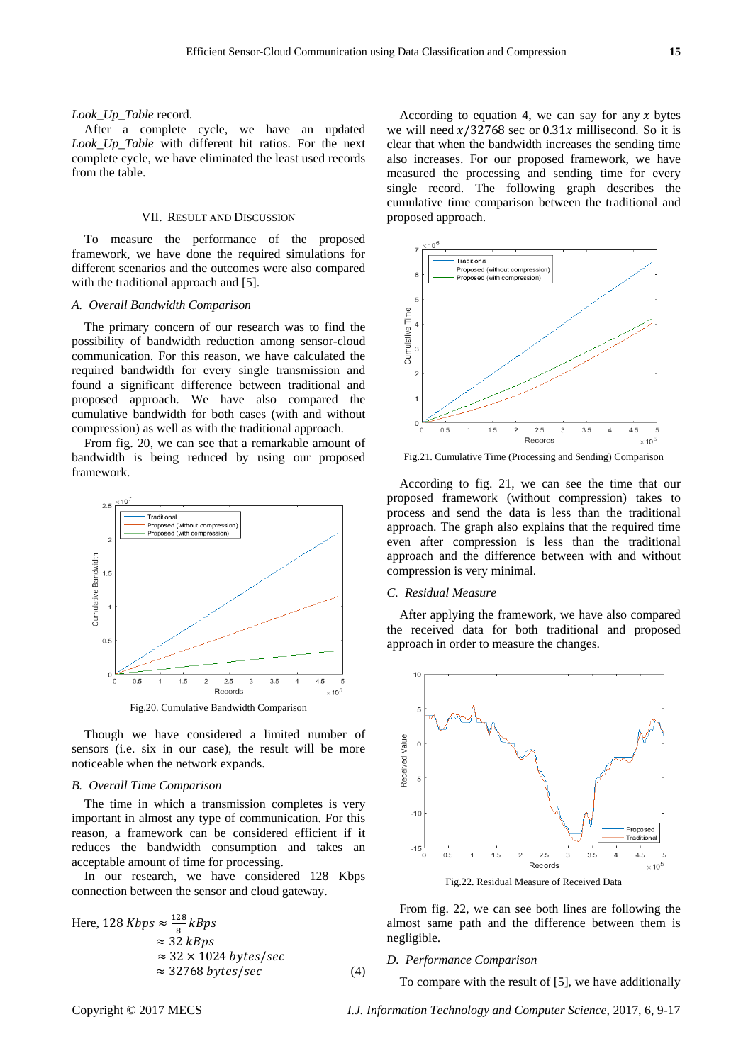*Look_Up_Table* record.

After a complete cycle, we have an updated *Look_Up_Table* with different hit ratios. For the next complete cycle, we have eliminated the least used records from the table.

## VII. Result and Discussion

To measure the performance of the proposed framework, we have done the required simulations for different scenarios and the outcomes were also compared with the traditional approach and [5].

### A. Overall Bandwidth Comparison

The primary concern of our research was to find the possibility of bandwidth reduction among sensor-cloud communication. For this reason, we have calculated the required bandwidth for every single transmission and found a significant difference between traditional and proposed approach. We have also compared the cumulative bandwidth for both cases (with and without compression) as well as with the traditional approach.

From fig. 20, we can see that a remarkable amount of bandwidth is being reduced by using our proposed framework.

Fig.20. Cumulative Bandwidth Comparison

Though we have considered a limited number of sensors (i.e. six in our case), the result will be more noticeable when the network expands.

### B. Overall Time Comparison

The time in which a transmission completes is very important in almost any type of communication. For this reason, a framework can be considered efficient if it reduces the bandwidth consumption and takes an acceptable amount of time for processing.

In our research, we have considered 128 Kbps connection between the sensor and cloud gateway.

$$
\begin{aligned}
\text{Here, } 128\ Kbps &\approx \frac{128}{8}\ kBps \\
&\approx 32\ kBps \\
&\approx 32 \times 1024\ bytes/sec \\
&\approx 32768\ bytes/sec
\end{aligned}
\qquad (4)
$$

According to equation 4, we can say for any $x$ bytes we will need $x/32768$ sec or $0.31x$ millisecond. So it is clear that when the bandwidth increases the sending time also increases. For our proposed framework, we have measured the processing and sending time for every single record. The following graph describes the cumulative time comparison between the traditional and proposed approach.

Fig.21. Cumulative Time (Processing and Sending) Comparison

According to fig. 21, we can see the time that our proposed framework (without compression) takes to process and send the data is less than the traditional approach. The graph also explains that the required time even after compression is less than the traditional approach and the difference between with and without compression is very minimal.

### C. Residual Measure

After applying the framework, we have also compared the received data for both traditional and proposed approach in order to measure the changes.

Fig.22. Residual Measure of Received Data

From fig. 22, we can see both lines are following the almost same path and the difference between them is negligible.

### D. Performance Comparison

To compare with the result of [5], we have additionally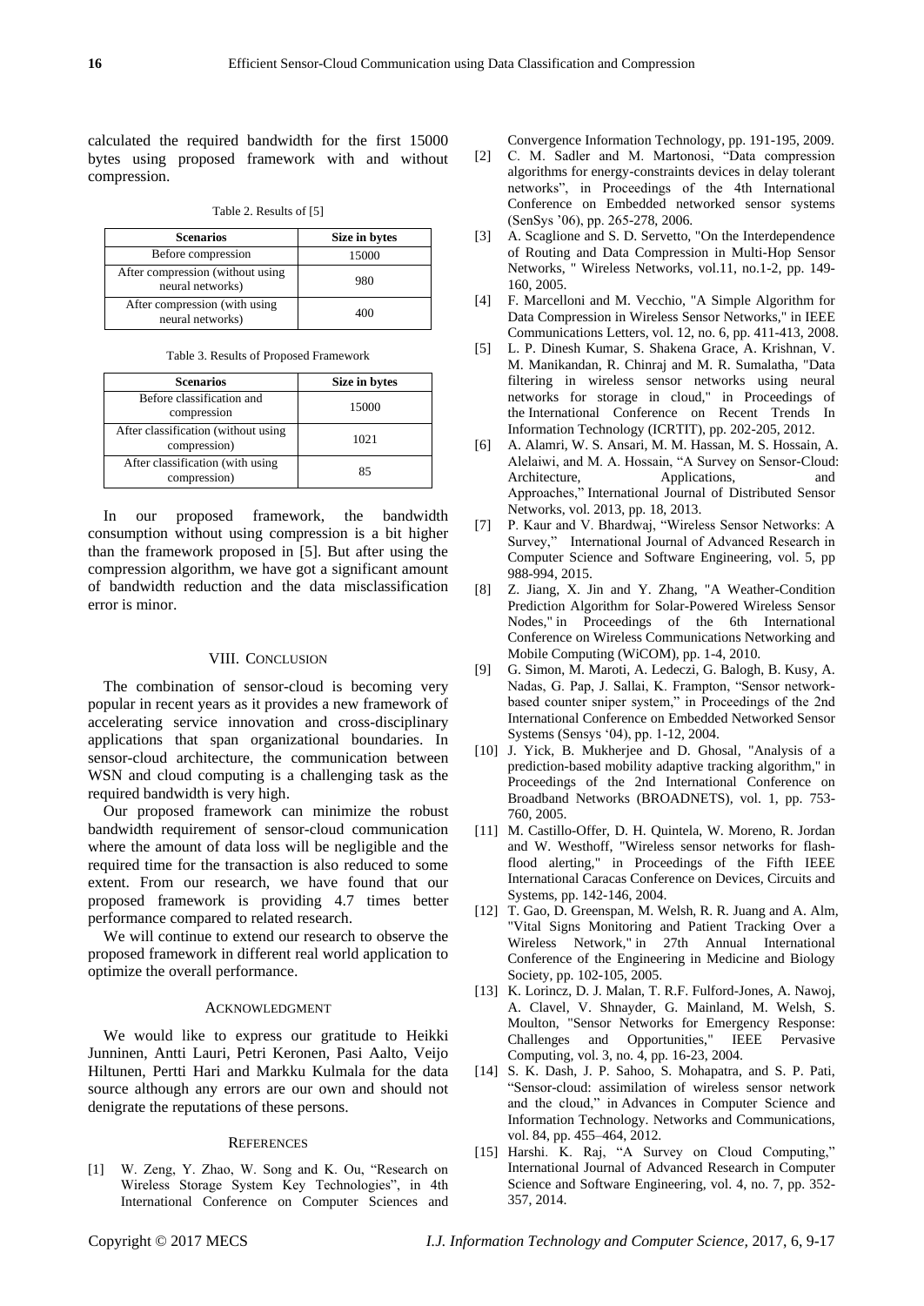calculated the required bandwidth for the first 15000 bytes using proposed framework with and without compression.

Table 2. Results of [5]

| Scenarios | Size in bytes |
|---|---|
| Before compression | 15000 |
| After compression (without using neural networks) | 980 |
| After compression (with using neural networks) | 400 |

Table 3. Results of Proposed Framework

| Scenarios | Size in bytes |
|---|---|
| Before classification and compression | 15000 |
| After classification (without using compression) | 1021 |
| After classification (with using compression) | 85 |

In our proposed framework, the bandwidth consumption without using compression is a bit higher than the framework proposed in [5]. But after using the compression algorithm, we have got a significant amount of bandwidth reduction and the data misclassification error is minor.

## VIII. Conclusion

The combination of sensor-cloud is becoming very popular in recent years as it provides a new framework of accelerating service innovation and cross-disciplinary applications that span organizational boundaries. In sensor-cloud architecture, the communication between WSN and cloud computing is a challenging task as the required bandwidth is very high.

Our proposed framework can minimize the robust bandwidth requirement of sensor-cloud communication where the amount of data loss will be negligible and the required time for the transaction is also reduced to some extent. From our research, we have found that our proposed framework is providing 4.7 times better performance compared to related research.

We will continue to extend our research to observe the proposed framework in different real world application to optimize the overall performance.

## Acknowledgment

We would like to express our gratitude to Heikki Junninen, Antti Lauri, Petri Keronen, Pasi Aalto, Veijo Hiltunen, Pertti Hari and Markku Kulmala for the data source although any errors are our own and should not denigrate the reputations of these persons.

## References

[1] W. Zeng, Y. Zhao, W. Song and K. Ou, "Research on Wireless Storage System Key Technologies", in 4th International Conference on Computer Sciences and Convergence Information Technology, pp. 191-195, 2009.

[2] C. M. Sadler and M. Martonosi, "Data compression algorithms for energy-constraints devices in delay tolerant networks", in Proceedings of the 4th International Conference on Embedded networked sensor systems (SenSys '06), pp. 265-278, 2006.

[3] A. Scaglione and S. D. Servetto, "On the Interdependence of Routing and Data Compression in Multi-Hop Sensor Networks, " Wireless Networks, vol.11, no.1-2, pp. 149-160, 2005.

[4] F. Marcelloni and M. Vecchio, "A Simple Algorithm for Data Compression in Wireless Sensor Networks," in IEEE Communications Letters, vol. 12, no. 6, pp. 411-413, 2008.

[5] L. P. Dinesh Kumar, S. Shakena Grace, A. Krishnan, V. M. Manikandan, R. Chinraj and M. R. Sumalatha, "Data filtering in wireless sensor networks using neural networks for storage in cloud," in Proceedings of the International Conference on Recent Trends In Information Technology (ICRTIT), pp. 202-205, 2012.

[6] A. Alamri, W. S. Ansari, M. M. Hassan, M. S. Hossain, A. Alelaiwi, and M. A. Hossain, "A Survey on Sensor-Cloud: Architecture, Applications, and Approaches," International Journal of Distributed Sensor Networks, vol. 2013, pp. 18, 2013.

[7] P. Kaur and V. Bhardwaj, "Wireless Sensor Networks: A Survey," International Journal of Advanced Research in Computer Science and Software Engineering, vol. 5, pp 988-994, 2015.

[8] Z. Jiang, X. Jin and Y. Zhang, "A Weather-Condition Prediction Algorithm for Solar-Powered Wireless Sensor Nodes," in Proceedings of the 6th International Conference on Wireless Communications Networking and Mobile Computing (WiCOM), pp. 1-4, 2010.

[9] G. Simon, M. Maroti, A. Ledeczi, G. Balogh, B. Kusy, A. Nadas, G. Pap, J. Sallai, K. Frampton, "Sensor network-based counter sniper system," in Proceedings of the 2nd International Conference on Embedded Networked Sensor Systems (Sensys '04), pp. 1-12, 2004.

[10] J. Yick, B. Mukherjee and D. Ghosal, "Analysis of a prediction-based mobility adaptive tracking algorithm," in Proceedings of the 2nd International Conference on Broadband Networks (BROADNETS), vol. 1, pp. 753-760, 2005.

[11] M. Castillo-Offer, D. H. Quintela, W. Moreno, R. Jordan and W. Westhoff, "Wireless sensor networks for flash-flood alerting," in Proceedings of the Fifth IEEE International Caracas Conference on Devices, Circuits and Systems, pp. 142-146, 2004.

[12] T. Gao, D. Greenspan, M. Welsh, R. R. Juang and A. Alm, "Vital Signs Monitoring and Patient Tracking Over a Wireless Network," in 27th Annual International Conference of the Engineering in Medicine and Biology Society, pp. 102-105, 2005.

[13] K. Lorincz, D. J. Malan, T. R.F. Fulford-Jones, A. Nawoj, A. Clavel, V. Shnayder, G. Mainland, M. Welsh, S. Moulton, "Sensor Networks for Emergency Response: Challenges and Opportunities," IEEE Pervasive Computing, vol. 3, no. 4, pp. 16-23, 2004.

[14] S. K. Dash, J. P. Sahoo, S. Mohapatra, and S. P. Pati, "Sensor-cloud: assimilation of wireless sensor network and the cloud," in Advances in Computer Science and Information Technology. Networks and Communications, vol. 84, pp. 455–464, 2012.

[15] Harshi. K. Raj, "A Survey on Cloud Computing," International Journal of Advanced Research in Computer Science and Software Engineering, vol. 4, no. 7, pp. 352-357, 2014.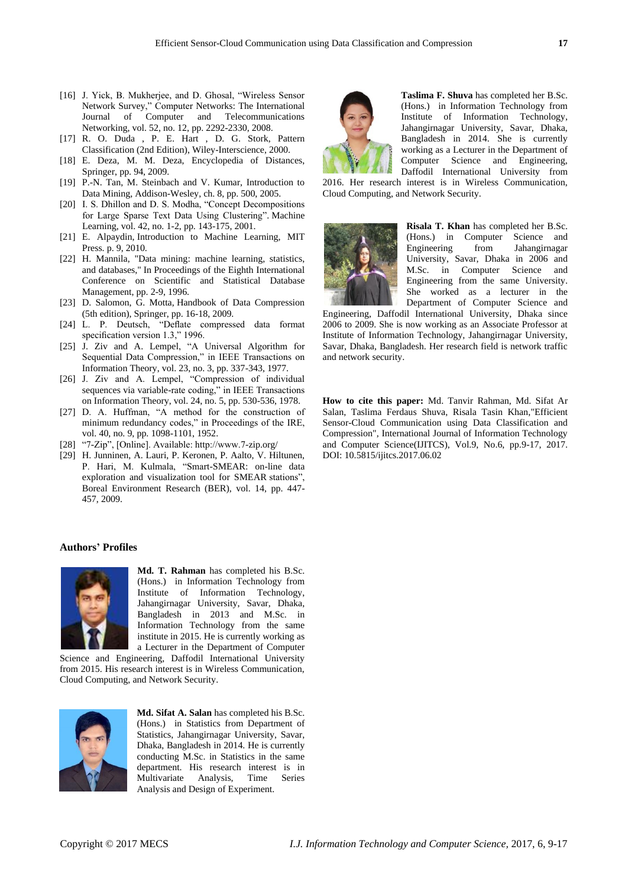[16] J. Yick, B. Mukherjee, and D. Ghosal, "Wireless Sensor Network Survey," Computer Networks: The International Journal of Computer and Telecommunications Networking, vol. 52, no. 12, pp. 2292-2330, 2008.

[17] R. O. Duda , P. E. Hart , D. G. Stork, Pattern Classification (2nd Edition), Wiley-Interscience, 2000.

[18] E. Deza, M. M. Deza, Encyclopedia of Distances, Springer, pp. 94, 2009.

[19] P.-N. Tan, M. Steinbach and V. Kumar, Introduction to Data Mining, Addison-Wesley, ch. 8, pp. 500, 2005.

[20] I. S. Dhillon and D. S. Modha, "Concept Decompositions for Large Sparse Text Data Using Clustering". Machine Learning, vol. 42, no. 1-2, pp. 143-175, 2001.

[21] E. Alpaydin, Introduction to Machine Learning, MIT Press. p. 9, 2010.

[22] H. Mannila, "Data mining: machine learning, statistics, and databases," In Proceedings of the Eighth International Conference on Scientific and Statistical Database Management, pp. 2-9, 1996.

[23] D. Salomon, G. Motta, Handbook of Data Compression (5th edition), Springer, pp. 16-18, 2009.

[24] L. P. Deutsch, "Deflate compressed data format specification version 1.3," 1996.

[25] J. Ziv and A. Lempel, "A Universal Algorithm for Sequential Data Compression," in IEEE Transactions on Information Theory, vol. 23, no. 3, pp. 337-343, 1977.

[26] J. Ziv and A. Lempel, "Compression of individual sequences via variable-rate coding," in IEEE Transactions on Information Theory, vol. 24, no. 5, pp. 530-536, 1978.

[27] D. A. Huffman, "A method for the construction of minimum redundancy codes," in Proceedings of the IRE, vol. 40, no. 9, pp. 1098-1101, 1952.

[28] "7-Zip", [Online]. Available: http://www.7-zip.org/

[29] H. Junninen, A. Lauri, P. Keronen, P. Aalto, V. Hiltunen, P. Hari, M. Kulmala, "Smart-SMEAR: on-line data exploration and visualization tool for SMEAR stations", Boreal Environment Research (BER), vol. 14, pp. 447-457, 2009.

## Authors' Profiles

**Md. T. Rahman** has completed his B.Sc. (Hons.) in Information Technology from Institute of Information Technology, Jahangirnagar University, Savar, Dhaka, Bangladesh in 2013 and M.Sc. in Information Technology from the same institute in 2015. He is currently working as a Lecturer in the Department of Computer Science and Engineering, Daffodil International University from 2015. His research interest is in Wireless Communication, Cloud Computing, and Network Security.

**Md. Sifat A. Salan** has completed his B.Sc. (Hons.) in Statistics from Department of Statistics, Jahangirnagar University, Savar, Dhaka, Bangladesh in 2014. He is currently conducting M.Sc. in Statistics in the same department. His research interest is in Multivariate Analysis, Time Series Analysis and Design of Experiment.

**Taslima F. Shuva** has completed her B.Sc. (Hons.) in Information Technology from Institute of Information Technology, Jahangirnagar University, Savar, Dhaka, Bangladesh in 2014. She is currently working as a Lecturer in the Department of Computer Science and Engineering, Daffodil International University from 2016. Her research interest is in Wireless Communication, Cloud Computing, and Network Security.

**Risala T. Khan** has completed her B.Sc. (Hons.) in Computer Science and Engineering from Jahangirnagar University, Savar, Dhaka in 2006 and M.Sc. in Computer Science and Engineering from the same University. She worked as a lecturer in the Department of Computer Science and Engineering, Daffodil International University, Dhaka since 2006 to 2009. She is now working as an Associate Professor at Institute of Information Technology, Jahangirnagar University, Savar, Dhaka, Bangladesh. Her research field is network traffic and network security.

**How to cite this paper:** Md. Tanvir Rahman, Md. Sifat Ar Salan, Taslima Ferdaus Shuva, Risala Tasin Khan,"Efficient Sensor-Cloud Communication using Data Classification and Compression", International Journal of Information Technology and Computer Science(IJITCS), Vol.9, No.6, pp.9-17, 2017. DOI: 10.5815/ijitcs.2017.06.02